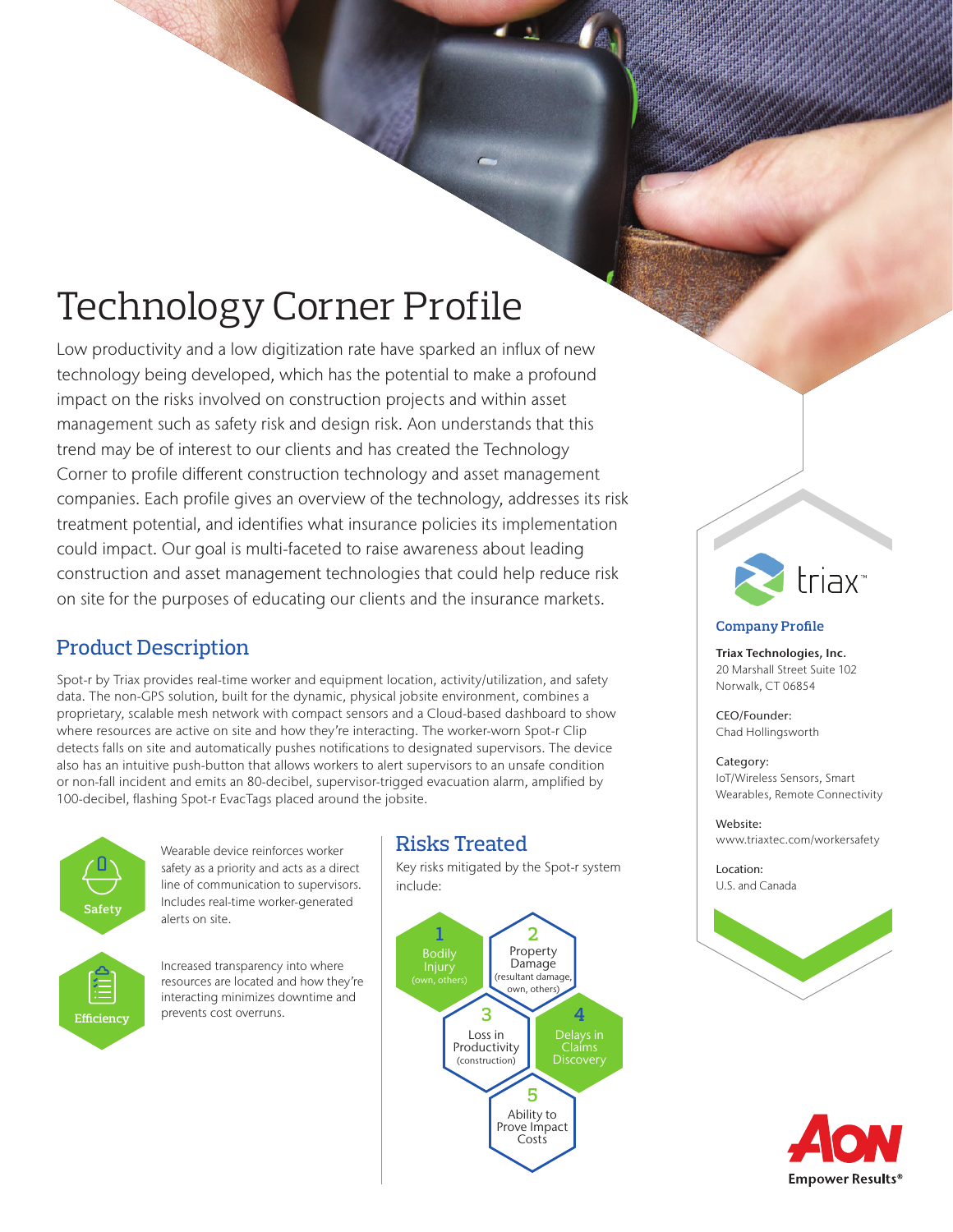# Technology Corner Profile

Low productivity and a low digitization rate have sparked an influx of new technology being developed, which has the potential to make a profound impact on the risks involved on construction projects and within asset management such as safety risk and design risk. Aon understands that this trend may be of interest to our clients and has created the Technology Corner to profile different construction technology and asset management companies. Each profile gives an overview of the technology, addresses its risk treatment potential, and identifies what insurance policies its implementation could impact. Our goal is multi-faceted to raise awareness about leading construction and asset management technologies that could help reduce risk on site for the purposes of educating our clients and the insurance markets.

## Product Description

Spot-r by Triax provides real-time worker and equipment location, activity/utilization, and safety data. The non-GPS solution, built for the dynamic, physical jobsite environment, combines a proprietary, scalable mesh network with compact sensors and a Cloud-based dashboard to show where resources are active on site and how they're interacting. The worker-worn Spot-r Clip detects falls on site and automatically pushes notifications to designated supervisors. The device also has an intuitive push-button that allows workers to alert supervisors to an unsafe condition or non-fall incident and emits an 80-decibel, supervisor-trigged evacuation alarm, amplified by 100-decibel, flashing Spot-r EvacTags placed around the jobsite.

**Safety**

Wearable device reinforces worker safety as a priority and acts as a direct line of communication to supervisors. Includes real-time worker-generated alerts on site.

**Efficiency**

Increased transparency into where resources are located and how they're interacting minimizes downtime and prevents cost overruns.

## Risks Treated

Key risks mitigated by the Spot-r system include:

1. Bodily Injury (own, others)
2. Property Damage (resultant damage, own, others)
3. Loss in Productivity (construction)
4. Delays in Claims Discovery
5. Ability to Prove Impact Costs

triax™

### Company Profile

**Triax Technologies, Inc.**
20 Marshall Street Suite 102
Norwalk, CT 06854

CEO/Founder:
Chad Hollingsworth

Category:
IoT/Wireless Sensors, Smart Wearables, Remote Connectivity

Website:
www.triaxtec.com/workersafety

Location:
U.S. and Canada

AON
Empower Results®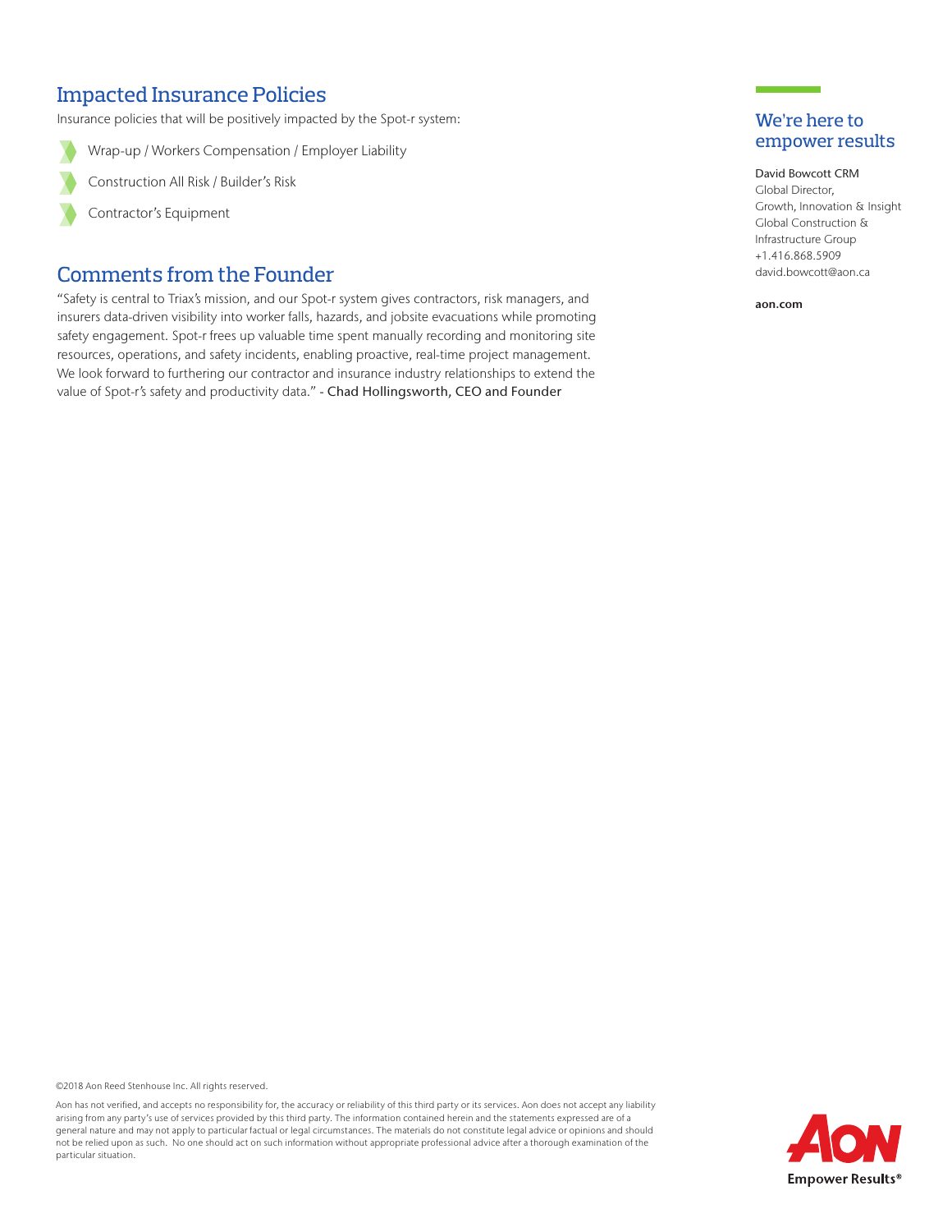## Impacted Insurance Policies

Insurance policies that will be positively impacted by the Spot-r system:

- Wrap-up / Workers Compensation / Employer Liability
- Construction All Risk / Builder's Risk
- Contractor's Equipment

## Comments from the Founder

"Safety is central to Triax's mission, and our Spot-r system gives contractors, risk managers, and insurers data-driven visibility into worker falls, hazards, and jobsite evacuations while promoting safety engagement. Spot-r frees up valuable time spent manually recording and monitoring site resources, operations, and safety incidents, enabling proactive, real-time project management. We look forward to furthering our contractor and insurance industry relationships to extend the value of Spot-r's safety and productivity data." - Chad Hollingsworth, CEO and Founder

## We're here to empower results

David Bowcott CRM
Global Director,
Growth, Innovation & Insight
Global Construction &
Infrastructure Group
+1.416.868.5909
david.bowcott@aon.ca

**aon.com**

©2018 Aon Reed Stenhouse Inc. All rights reserved.

Aon has not verified, and accepts no responsibility for, the accuracy or reliability of this third party or its services. Aon does not accept any liability arising from any party's use of services provided by this third party. The information contained herein and the statements expressed are of a general nature and may not apply to particular factual or legal circumstances. The materials do not constitute legal advice or opinions and should not be relied upon as such. No one should act on such information without appropriate professional advice after a thorough examination of the particular situation.

AON
Empower Results®